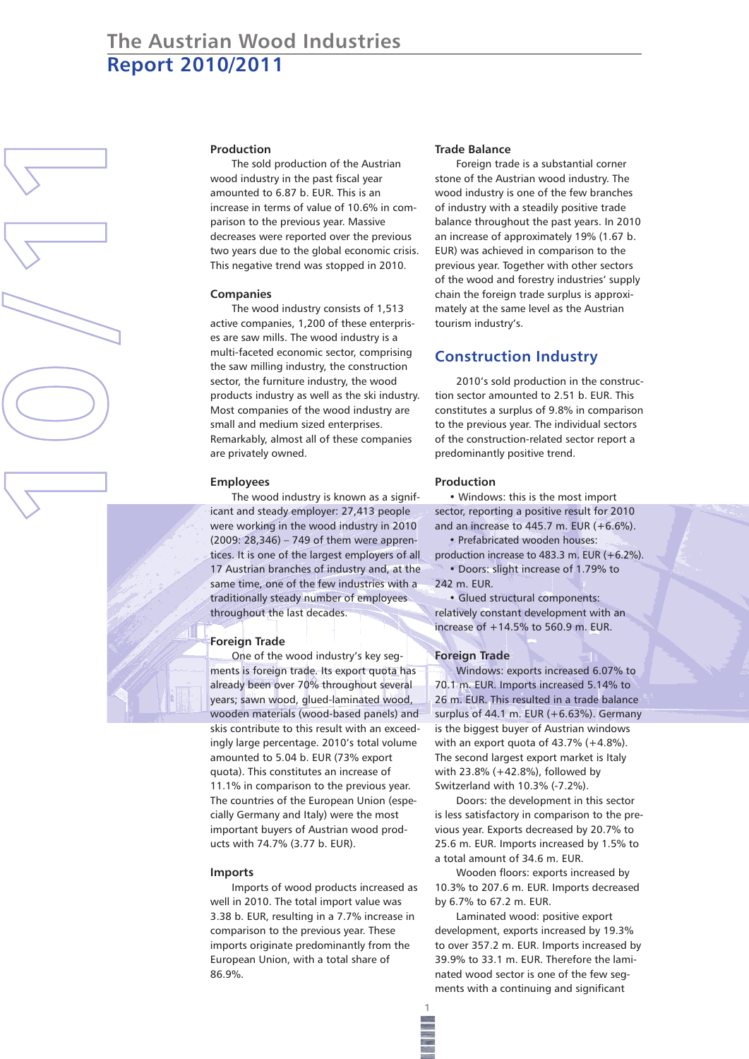# The Austrian Wood Industries
# Report 2010/2011

### Production

The sold production of the Austrian wood industry in the past fiscal year amounted to 6.87 b. EUR. This is an increase in terms of value of 10.6% in comparison to the previous year. Massive decreases were reported over the previous two years due to the global economic crisis. This negative trend was stopped in 2010.

### Companies

The wood industry consists of 1,513 active companies, 1,200 of these enterprises are saw mills. The wood industry is a multi-faceted economic sector, comprising the saw milling industry, the construction sector, the furniture industry, the wood products industry as well as the ski industry. Most companies of the wood industry are small and medium sized enterprises. Remarkably, almost all of these companies are privately owned.

### Employees

The wood industry is known as a significant and steady employer: 27,413 people were working in the wood industry in 2010 (2009: 28,346) – 749 of them were apprentices. It is one of the largest employers of all 17 Austrian branches of industry and, at the same time, one of the few industries with a traditionally steady number of employees throughout the last decades.

### Foreign Trade

One of the wood industry's key segments is foreign trade. Its export quota has already been over 70% throughout several years; sawn wood, glued-laminated wood, wooden materials (wood-based panels) and skis contribute to this result with an exceedingly large percentage. 2010's total volume amounted to 5.04 b. EUR (73% export quota). This constitutes an increase of 11.1% in comparison to the previous year. The countries of the European Union (especially Germany and Italy) were the most important buyers of Austrian wood products with 74.7% (3.77 b. EUR).

### Imports

Imports of wood products increased as well in 2010. The total import value was 3.38 b. EUR, resulting in a 7.7% increase in comparison to the previous year. These imports originate predominantly from the European Union, with a total share of 86.9%.

### Trade Balance

Foreign trade is a substantial corner stone of the Austrian wood industry. The wood industry is one of the few branches of industry with a steadily positive trade balance throughout the past years. In 2010 an increase of approximately 19% (1.67 b. EUR) was achieved in comparison to the previous year. Together with other sectors of the wood and forestry industries' supply chain the foreign trade surplus is approximately at the same level as the Austrian tourism industry's.

## Construction Industry

2010's sold production in the construction sector amounted to 2.51 b. EUR. This constitutes a surplus of 9.8% in comparison to the previous year. The individual sectors of the construction-related sector report a predominantly positive trend.

### Production

- Windows: this is the most import sector, reporting a positive result for 2010 and an increase to 445.7 m. EUR (+6.6%).
- Prefabricated wooden houses: production increase to 483.3 m. EUR (+6.2%).
- Doors: slight increase of 1.79% to 242 m. EUR.
- Glued structural components: relatively constant development with an increase of +14.5% to 560.9 m. EUR.

### Foreign Trade

Windows: exports increased 6.07% to 70.1 m. EUR. Imports increased 5.14% to 26 m. EUR. This resulted in a trade balance surplus of 44.1 m. EUR (+6.63%). Germany is the biggest buyer of Austrian windows with an export quota of 43.7% (+4.8%). The second largest export market is Italy with 23.8% (+42.8%), followed by Switzerland with 10.3% (-7.2%).

Doors: the development in this sector is less satisfactory in comparison to the previous year. Exports decreased by 20.7% to 25.6 m. EUR. Imports increased by 1.5% to a total amount of 34.6 m. EUR.

Wooden floors: exports increased by 10.3% to 207.6 m. EUR. Imports decreased by 6.7% to 67.2 m. EUR.

Laminated wood: positive export development, exports increased by 19.3% to over 357.2 m. EUR. Imports increased by 39.9% to 33.1 m. EUR. Therefore the laminated wood sector is one of the few segments with a continuing and significant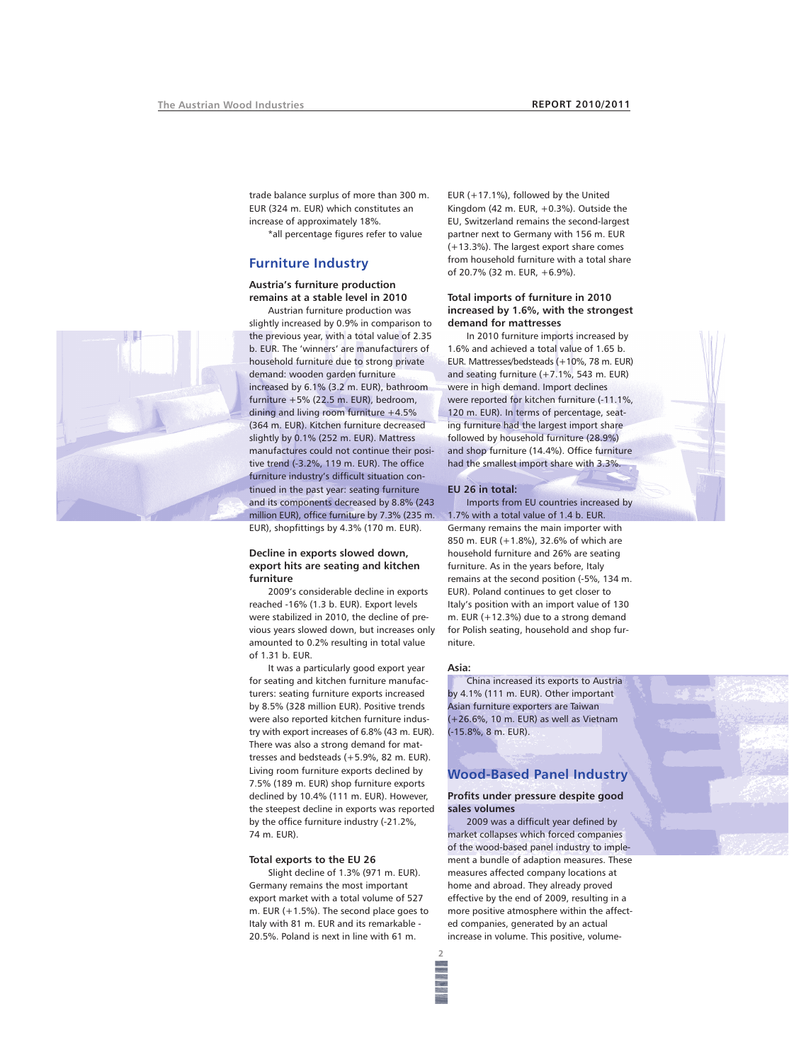trade balance surplus of more than 300 m. EUR (324 m. EUR) which constitutes an increase of approximately 18%.

*all percentage figures refer to value

## Furniture Industry

### Austria's furniture production remains at a stable level in 2010

Austrian furniture production was slightly increased by 0.9% in comparison to the previous year, with a total value of 2.35 b. EUR. The 'winners' are manufacturers of household furniture due to strong private demand: wooden garden furniture increased by 6.1% (3.2 m. EUR), bathroom furniture +5% (22.5 m. EUR), bedroom, dining and living room furniture +4.5% (364 m. EUR). Kitchen furniture decreased slightly by 0.1% (252 m. EUR). Mattress manufactures could not continue their positive trend (-3.2%, 119 m. EUR). The office furniture industry's difficult situation continued in the past year: seating furniture and its components decreased by 8.8% (243 million EUR), office furniture by 7.3% (235 m. EUR), shopfittings by 4.3% (170 m. EUR).

### Decline in exports slowed down, export hits are seating and kitchen furniture

2009's considerable decline in exports reached -16% (1.3 b. EUR). Export levels were stabilized in 2010, the decline of previous years slowed down, but increases only amounted to 0.2% resulting in total value of 1.31 b. EUR.

It was a particularly good export year for seating and kitchen furniture manufacturers: seating furniture exports increased by 8.5% (328 million EUR). Positive trends were also reported kitchen furniture industry with export increases of 6.8% (43 m. EUR). There was also a strong demand for mattresses and bedsteads (+5.9%, 82 m. EUR). Living room furniture exports declined by 7.5% (189 m. EUR) shop furniture exports declined by 10.4% (111 m. EUR). However, the steepest decline in exports was reported by the office furniture industry (-21.2%, 74 m. EUR).

### Total exports to the EU 26

Slight decline of 1.3% (971 m. EUR). Germany remains the most important export market with a total volume of 527 m. EUR (+1.5%). The second place goes to Italy with 81 m. EUR and its remarkable -20.5%. Poland is next in line with 61 m. EUR (+17.1%), followed by the United Kingdom (42 m. EUR, +0.3%). Outside the EU, Switzerland remains the second-largest partner next to Germany with 156 m. EUR (+13.3%). The largest export share comes from household furniture with a total share of 20.7% (32 m. EUR, +6.9%).

### Total imports of furniture in 2010 increased by 1.6%, with the strongest demand for mattresses

In 2010 furniture imports increased by 1.6% and achieved a total value of 1.65 b. EUR. Mattresses/bedsteads (+10%, 78 m. EUR) and seating furniture (+7.1%, 543 m. EUR) were in high demand. Import declines were reported for kitchen furniture (-11.1%, 120 m. EUR). In terms of percentage, seating furniture had the largest import share followed by household furniture (28.9%) and shop furniture (14.4%). Office furniture had the smallest import share with 3.3%.

### EU 26 in total:

Imports from EU countries increased by 1.7% with a total value of 1.4 b. EUR. Germany remains the main importer with 850 m. EUR (+1.8%), 32.6% of which are household furniture and 26% are seating furniture. As in the years before, Italy remains at the second position (-5%, 134 m. EUR). Poland continues to get closer to Italy's position with an import value of 130 m. EUR (+12.3%) due to a strong demand for Polish seating, household and shop furniture.

### Asia:

China increased its exports to Austria by 4.1% (111 m. EUR). Other important Asian furniture exporters are Taiwan (+26.6%, 10 m. EUR) as well as Vietnam (-15.8%, 8 m. EUR).

## Wood-Based Panel Industry

### Profits under pressure despite good sales volumes

2009 was a difficult year defined by market collapses which forced companies of the wood-based panel industry to implement a bundle of adaption measures. These measures affected company locations at home and abroad. They already proved effective by the end of 2009, resulting in a more positive atmosphere within the affected companies, generated by an actual increase in volume. This positive, volume-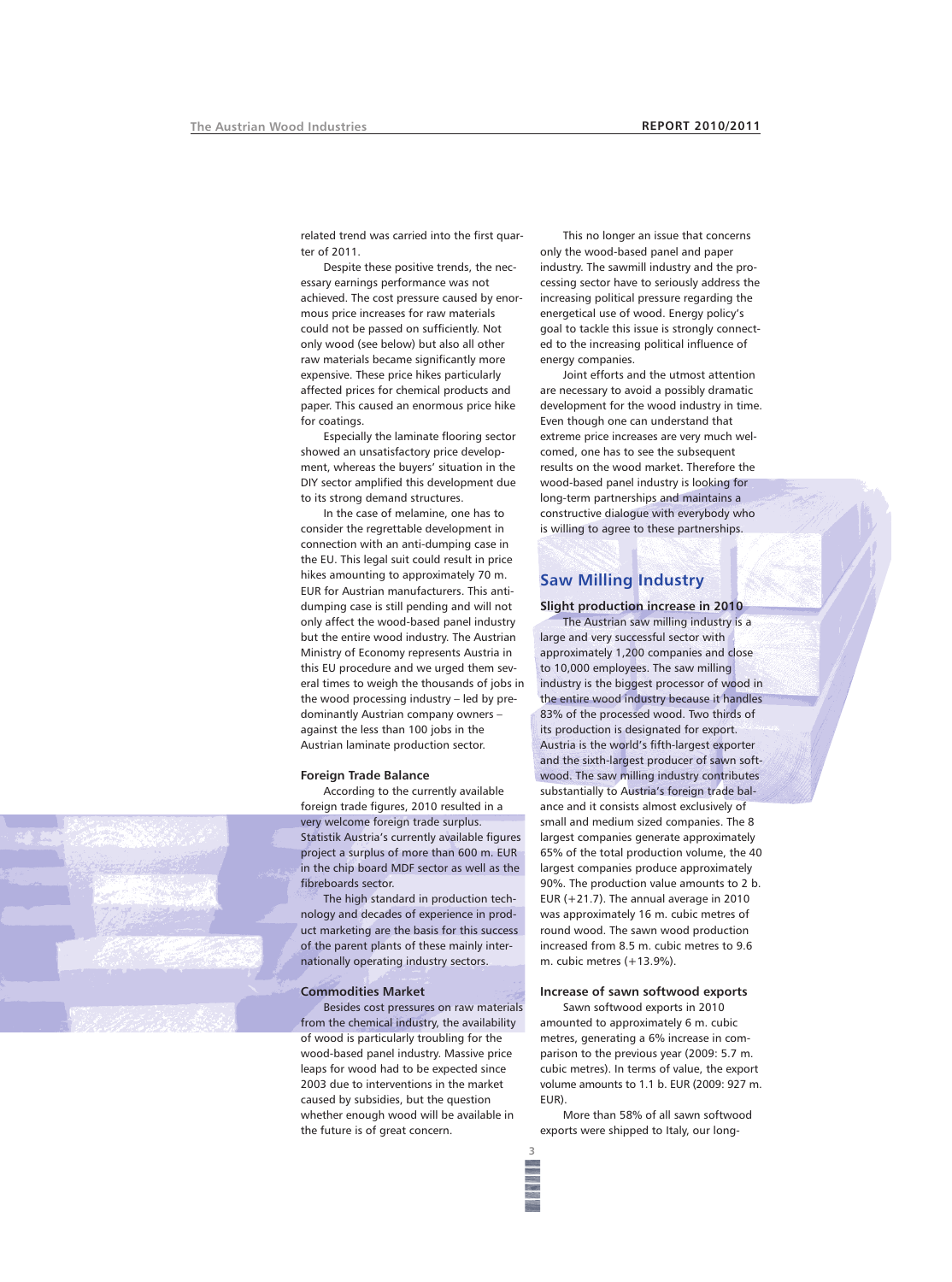related trend was carried into the first quarter of 2011.

Despite these positive trends, the necessary earnings performance was not achieved. The cost pressure caused by enormous price increases for raw materials could not be passed on sufficiently. Not only wood (see below) but also all other raw materials became significantly more expensive. These price hikes particularly affected prices for chemical products and paper. This caused an enormous price hike for coatings.

Especially the laminate flooring sector showed an unsatisfactory price development, whereas the buyers' situation in the DIY sector amplified this development due to its strong demand structures.

In the case of melamine, one has to consider the regrettable development in connection with an anti-dumping case in the EU. This legal suit could result in price hikes amounting to approximately 70 m. EUR for Austrian manufacturers. This anti-dumping case is still pending and will not only affect the wood-based panel industry but the entire wood industry. The Austrian Ministry of Economy represents Austria in this EU procedure and we urged them several times to weigh the thousands of jobs in the wood processing industry – led by predominantly Austrian company owners – against the less than 100 jobs in the Austrian laminate production sector.

**Foreign Trade Balance**

According to the currently available foreign trade figures, 2010 resulted in a very welcome foreign trade surplus. Statistik Austria's currently available figures project a surplus of more than 600 m. EUR in the chip board MDF sector as well as the fibreboards sector.

The high standard in production technology and decades of experience in product marketing are the basis for this success of the parent plants of these mainly internationally operating industry sectors.

**Commodities Market**

Besides cost pressures on raw materials from the chemical industry, the availability of wood is particularly troubling for the wood-based panel industry. Massive price leaps for wood had to be expected since 2003 due to interventions in the market caused by subsidies, but the question whether enough wood will be available in the future is of great concern.

This no longer an issue that concerns only the wood-based panel and paper industry. The sawmill industry and the processing sector have to seriously address the increasing political pressure regarding the energetical use of wood. Energy policy's goal to tackle this issue is strongly connected to the increasing political influence of energy companies.

Joint efforts and the utmost attention are necessary to avoid a possibly dramatic development for the wood industry in time. Even though one can understand that extreme price increases are very much welcomed, one has to see the subsequent results on the wood market. Therefore the wood-based panel industry is looking for long-term partnerships and maintains a constructive dialogue with everybody who is willing to agree to these partnerships.

## Saw Milling Industry

**Slight production increase in 2010**

The Austrian saw milling industry is a large and very successful sector with approximately 1,200 companies and close to 10,000 employees. The saw milling industry is the biggest processor of wood in the entire wood industry because it handles 83% of the processed wood. Two thirds of its production is designated for export. Austria is the world's fifth-largest exporter and the sixth-largest producer of sawn softwood. The saw milling industry contributes substantially to Austria's foreign trade balance and it consists almost exclusively of small and medium sized companies. The 8 largest companies generate approximately 65% of the total production volume, the 40 largest companies produce approximately 90%. The production value amounts to 2 b. EUR (+21.7). The annual average in 2010 was approximately 16 m. cubic metres of round wood. The sawn wood production increased from 8.5 m. cubic metres to 9.6 m. cubic metres (+13.9%).

**Increase of sawn softwood exports**

Sawn softwood exports in 2010 amounted to approximately 6 m. cubic metres, generating a 6% increase in comparison to the previous year (2009: 5.7 m. cubic metres). In terms of value, the export volume amounts to 1.1 b. EUR (2009: 927 m. EUR).

More than 58% of all sawn softwood exports were shipped to Italy, our long-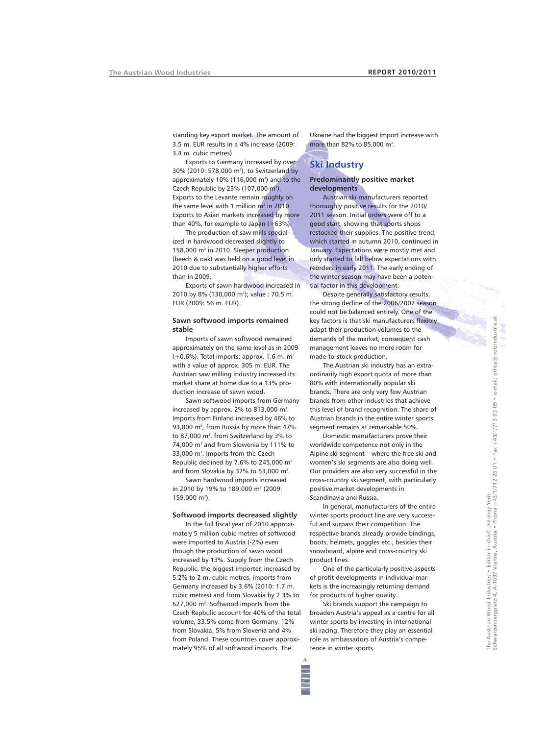standing key export market. The amount of 3.5 m. EUR results in a 4% increase (2009: 3.4 m. cubic metres)

Exports to Germany increased by over 30% (2010: 578,000 m$^3$), to Switzerland by approximately 10% (116,000 m$^3$) and to the Czech Republic by 23% (107,000 m$^3$). Exports to the Levante remain roughly on the same level with 1 million m$^3$ in 2010. Exports to Asian markets increased by more than 40%, for example to Japan (+63%).

The production of saw mills specialized in hardwood decreased slightly to 158,000 m$^3$ in 2010. Sleeper production (beech & oak) was held on a good level in 2010 due to substantially higher efforts than in 2009.

Exports of sawn hardwood increased in 2010 by 8% (130,000 m$^3$); value : 70.5 m. EUR (2009: 56 m. EUR).

### Sawn softwood imports remained stable

Imports of sawn softwood remained approximately on the same level as in 2009 (+0.6%). Total imports: approx. 1.6 m. m$^3$ with a value of approx. 305 m. EUR. The Austrian saw milling industry increased its market share at home due to a 13% production increase of sawn wood.

Sawn softwood imports from Germany increased by approx. 2% to 813,000 m$^3$. Imports from Finland increased by 46% to 93,000 m$^3$, from Russia by more than 47% to 87,000 m$^3$, from Switzerland by 3% to 74,000 m$^3$ and from Slowenia by 111% to 33,000 m$^3$. Imports from the Czech Republic declined by 7.6% to 245,000 m$^3$ and from Slovakia by 37% to 53,000 m$^3$.

Sawn hardwood imports increased in 2010 by 19% to 189,000 m$^3$ (2009: 159,000 m$^3$).

### Softwood imports decreased slightly

In the full fiscal year of 2010 approximately 5 million cubic metres of softwood were imported to Austria (-2%) even though the production of sawn wood increased by 13%. Supply from the Czech Republic, the biggest importer, increased by 5.2% to 2 m. cubic metres, imports from Germany increased by 3.6% (2010: 1.7 m. cubic metres) and from Slovakia by 2.3% to 627,000 m$^3$. Softwood imports from the Czech Repbulic account for 40% of the total volume, 33.5% come from Germany, 12% from Slovakia, 5% from Slovenia and 4% from Poland. These countries cover approximately 95% of all softwood imports. The Ukraine had the biggest import increase with more than 82% to 85,000 m$^3$.

## Ski Industry

### Predominantly positive market developments

Austrian ski manufacturers reported thoroughly positive results for the 2010/2011 season. Initial orders were off to a good start, showing that sports shops restocked their supplies. The positive trend, which started in autumn 2010, continued in January. Expectations were mostly met and only started to fall below expectations with reorders in early 2011. The early ending of the winter season may have been a potential factor in this development.

Despite generally satisfactory results, the strong decline of the 2006/2007 season could not be balanced entirely. One of the key factors is that ski manufacturers flexibly adapt their production volumes to the demands of the market; consequent cash management leaves no more room for made-to-stock production.

The Austrian ski industry has an extraordinarily high export quota of more than 80% with internationally popular ski brands. There are only very few Austrian brands from other industries that achieve this level of brand recognition. The share of Austrian brands in the entire winter sports segment remains at remarkable 50%.

Domestic manufacturers prove their worldwide competence not only in the Alpine ski segment – where the free ski and women's ski segments are also doing well. Our providers are also very successful in the cross-country ski segment, with particularly positive market developments in Scandinavia and Russia.

In general, manufacturers of the entire winter sports product line are very successful and surpass their competition. The respective brands already provide bindings, boots, helmets, goggles etc., besides their snowboard, alpine and cross-country ski product lines.

One of the particularly positive aspects of profit developments in individual markets is the increasingly returning demand for products of higher quality.

Ski brands support the campaign to broaden Austria's appeal as a centre for all winter sports by investing in international ski racing. Therefore they play an essential role as ambassadors of Austria's competence in winter sports.